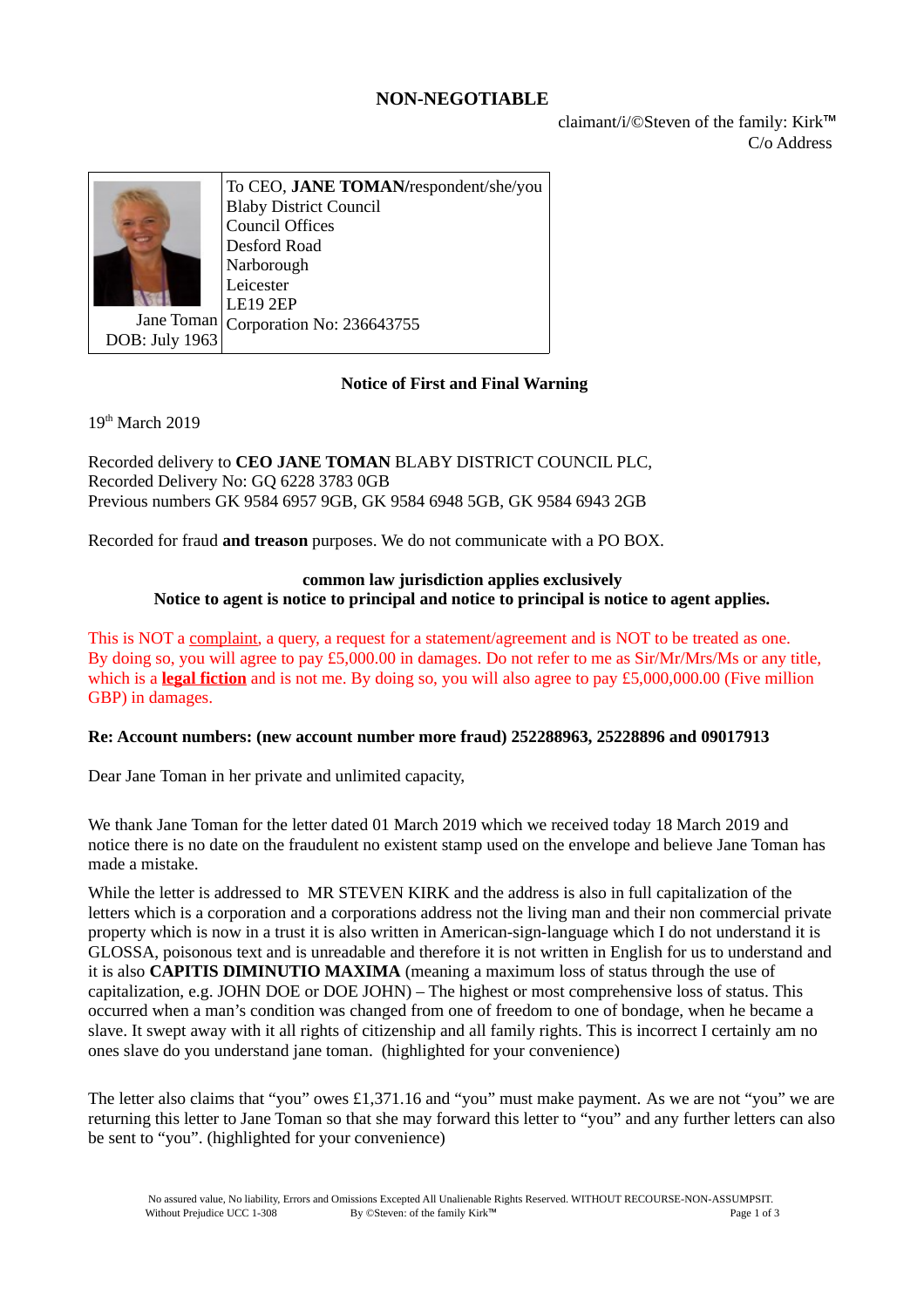# NON-NEGOTIABLE

claimant/i/©Steven of the family: Kirk™
C/o Address

| Jane Toman DOB: July 1963 | To CEO, **JANE TOMAN**/respondent/she/you Blaby District Council Council Offices Desford Road Narborough Leicester LE19 2EP Corporation No: 236643755 |
| --- | --- |

**Notice of First and Final Warning**

19th March 2019

Recorded delivery to **CEO JANE TOMAN** BLABY DISTRICT COUNCIL PLC,
Recorded Delivery No: GQ 6228 3783 0GB
Previous numbers GK 9584 6957 9GB, GK 9584 6948 5GB, GK 9584 6943 2GB

Recorded for fraud **and treason** purposes. We do not communicate with a PO BOX.

**common law jurisdiction applies exclusively**
**Notice to agent is notice to principal and notice to principal is notice to agent applies.**

This is NOT a complaint, a query, a request for a statement/agreement and is NOT to be treated as one. By doing so, you will agree to pay £5,000.00 in damages. Do not refer to me as Sir/Mr/Mrs/Ms or any title, which is a **legal fiction** and is not me. By doing so, you will also agree to pay £5,000,000.00 (Five million GBP) in damages.

**Re: Account numbers: (new account number more fraud) 252288963, 25228896 and 09017913**

Dear Jane Toman in her private and unlimited capacity,

We thank Jane Toman for the letter dated 01 March 2019 which we received today 18 March 2019 and notice there is no date on the fraudulent no existent stamp used on the envelope and believe Jane Toman has made a mistake.

While the letter is addressed to MR STEVEN KIRK and the address is also in full capitalization of the letters which is a corporation and a corporations address not the living man and their non commercial private property which is now in a trust it is also written in American-sign-language which I do not understand it is GLOSSA, poisonous text and is unreadable and therefore it is not written in English for us to understand and it is also **CAPITIS DIMINUTIO MAXIMA** (meaning a maximum loss of status through the use of capitalization, e.g. JOHN DOE or DOE JOHN) – The highest or most comprehensive loss of status. This occurred when a man's condition was changed from one of freedom to one of bondage, when he became a slave. It swept away with it all rights of citizenship and all family rights. This is incorrect I certainly am no ones slave do you understand jane toman. (highlighted for your convenience)

The letter also claims that "you" owes £1,371.16 and "you" must make payment. As we are not "you" we are returning this letter to Jane Toman so that she may forward this letter to "you" and any further letters can also be sent to "you". (highlighted for your convenience)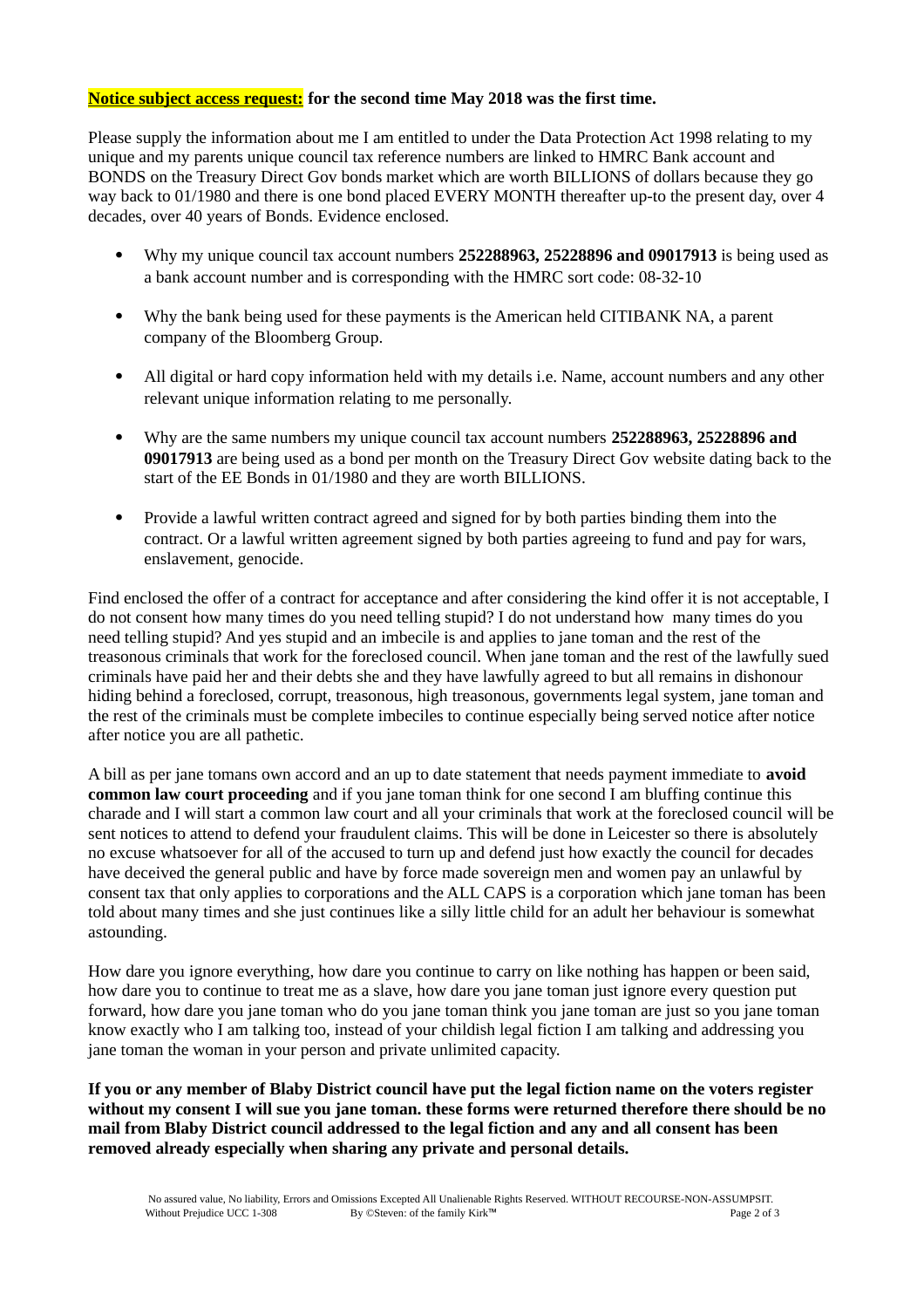**Notice subject access request: for the second time May 2018 was the first time.**

Please supply the information about me I am entitled to under the Data Protection Act 1998 relating to my unique and my parents unique council tax reference numbers are linked to HMRC Bank account and BONDS on the Treasury Direct Gov bonds market which are worth BILLIONS of dollars because they go way back to 01/1980 and there is one bond placed EVERY MONTH thereafter up-to the present day, over 4 decades, over 40 years of Bonds. Evidence enclosed.

- Why my unique council tax account numbers **252288963, 25228896 and 09017913** is being used as a bank account number and is corresponding with the HMRC sort code: 08-32-10
- Why the bank being used for these payments is the American held CITIBANK NA, a parent company of the Bloomberg Group.
- All digital or hard copy information held with my details i.e. Name, account numbers and any other relevant unique information relating to me personally.
- Why are the same numbers my unique council tax account numbers **252288963, 25228896 and 09017913** are being used as a bond per month on the Treasury Direct Gov website dating back to the start of the EE Bonds in 01/1980 and they are worth BILLIONS.
- Provide a lawful written contract agreed and signed for by both parties binding them into the contract. Or a lawful written agreement signed by both parties agreeing to fund and pay for wars, enslavement, genocide.

Find enclosed the offer of a contract for acceptance and after considering the kind offer it is not acceptable, I do not consent how many times do you need telling stupid? I do not understand how many times do you need telling stupid? And yes stupid and an imbecile is and applies to jane toman and the rest of the treasonous criminals that work for the foreclosed council. When jane toman and the rest of the lawfully sued criminals have paid her and their debts she and they have lawfully agreed to but all remains in dishonour hiding behind a foreclosed, corrupt, treasonous, high treasonous, governments legal system, jane toman and the rest of the criminals must be complete imbeciles to continue especially being served notice after notice after notice you are all pathetic.

A bill as per jane tomans own accord and an up to date statement that needs payment immediate to **avoid common law court proceeding** and if you jane toman think for one second I am bluffing continue this charade and I will start a common law court and all your criminals that work at the foreclosed council will be sent notices to attend to defend your fraudulent claims. This will be done in Leicester so there is absolutely no excuse whatsoever for all of the accused to turn up and defend just how exactly the council for decades have deceived the general public and have by force made sovereign men and women pay an unlawful by consent tax that only applies to corporations and the ALL CAPS is a corporation which jane toman has been told about many times and she just continues like a silly little child for an adult her behaviour is somewhat astounding.

How dare you ignore everything, how dare you continue to carry on like nothing has happen or been said, how dare you to continue to treat me as a slave, how dare you jane toman just ignore every question put forward, how dare you jane toman who do you jane toman think you jane toman are just so you jane toman know exactly who I am talking too, instead of your childish legal fiction I am talking and addressing you jane toman the woman in your person and private unlimited capacity.

**If you or any member of Blaby District council have put the legal fiction name on the voters register without my consent I will sue you jane toman. these forms were returned therefore there should be no mail from Blaby District council addressed to the legal fiction and any and all consent has been removed already especially when sharing any private and personal details.**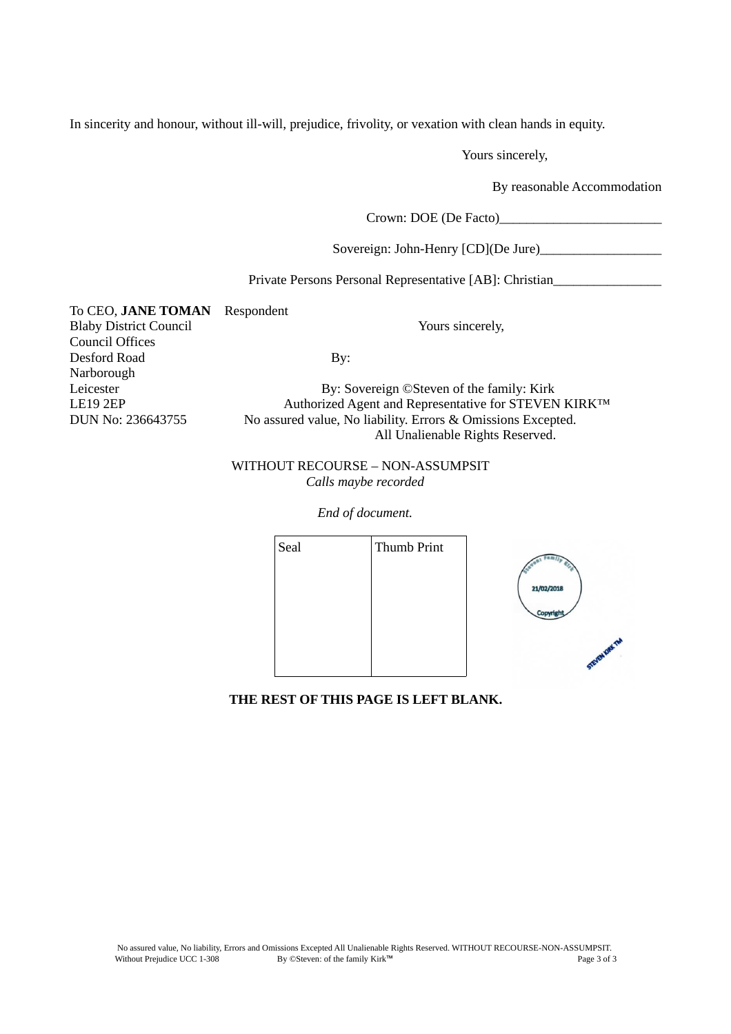In sincerity and honour, without ill-will, prejudice, frivolity, or vexation with clean hands in equity.

Yours sincerely,

By reasonable Accommodation

Crown: DOE (De Facto)________________________

Sovereign: John-Henry [CD](De Jure)__________________

Private Persons Personal Representative [AB]: Christian________________

To CEO, **JANE TOMAN** Respondent
Blaby District Council
Council Offices
Desford Road
Narborough
Leicester
LE19 2EP
DUN No: 236643755

Yours sincerely,

By:

By: Sovereign ©Steven of the family: Kirk
Authorized Agent and Representative for STEVEN KIRK™
No assured value, No liability. Errors & Omissions Excepted.
All Unalienable Rights Reserved.

WITHOUT RECOURSE – NON-ASSUMPSIT
*Calls maybe recorded*

*End of document.*

| Seal | Thumb Print |
|---|---|
| | |

Steven Family Kirk
21/02/2018
Copyright

STEVEN KIRK TM

**THE REST OF THIS PAGE IS LEFT BLANK.**